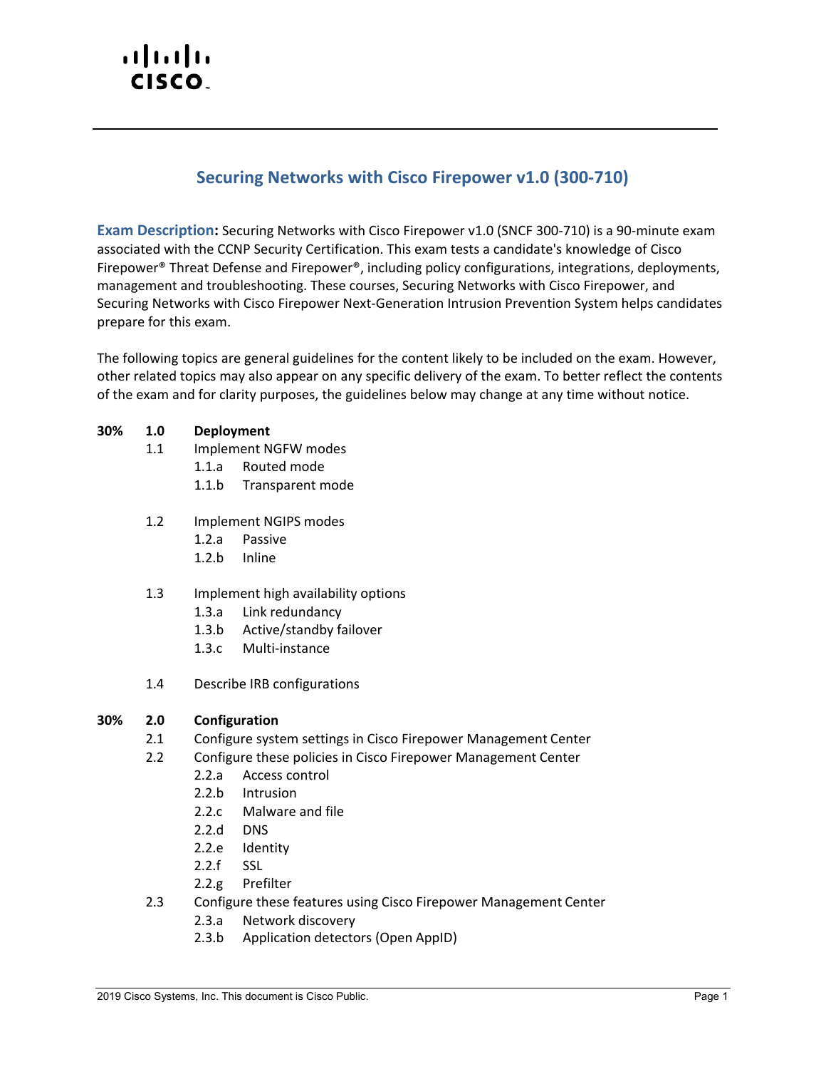# Securing Networks with Cisco Firepower v1.0 (300-710)

**Exam Description:** Securing Networks with Cisco Firepower v1.0 (SNCF 300-710) is a 90-minute exam associated with the CCNP Security Certification. This exam tests a candidate's knowledge of Cisco Firepower® Threat Defense and Firepower®, including policy configurations, integrations, deployments, management and troubleshooting. These courses, Securing Networks with Cisco Firepower, and Securing Networks with Cisco Firepower Next-Generation Intrusion Prevention System helps candidates prepare for this exam.

The following topics are general guidelines for the content likely to be included on the exam. However, other related topics may also appear on any specific delivery of the exam. To better reflect the contents of the exam and for clarity purposes, the guidelines below may change at any time without notice.

**30% 1.0 Deployment**

- 1.1 Implement NGFW modes
  - 1.1.a Routed mode
  - 1.1.b Transparent mode
- 1.2 Implement NGIPS modes
  - 1.2.a Passive
  - 1.2.b Inline
- 1.3 Implement high availability options
  - 1.3.a Link redundancy
  - 1.3.b Active/standby failover
  - 1.3.c Multi-instance
- 1.4 Describe IRB configurations

**30% 2.0 Configuration**

- 2.1 Configure system settings in Cisco Firepower Management Center
- 2.2 Configure these policies in Cisco Firepower Management Center
  - 2.2.a Access control
  - 2.2.b Intrusion
  - 2.2.c Malware and file
  - 2.2.d DNS
  - 2.2.e Identity
  - 2.2.f SSL
  - 2.2.g Prefilter
- 2.3 Configure these features using Cisco Firepower Management Center
  - 2.3.a Network discovery
  - 2.3.b Application detectors (Open AppID)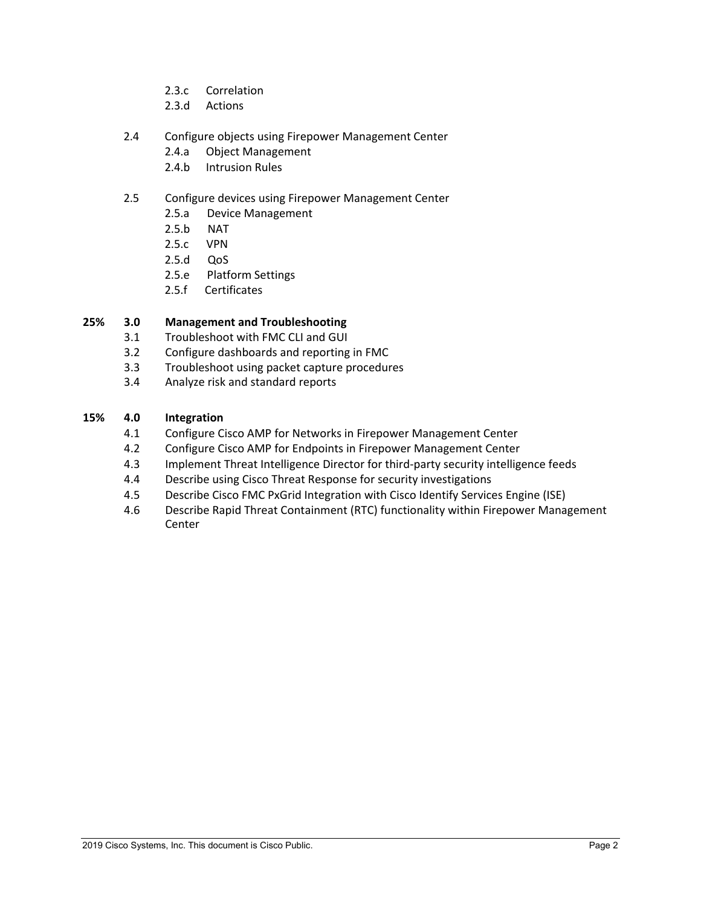- 2.3.c Correlation
- 2.3.d Actions

2.4 Configure objects using Firepower Management Center

- 2.4.a Object Management
- 2.4.b Intrusion Rules

2.5 Configure devices using Firepower Management Center

- 2.5.a Device Management
- 2.5.b NAT
- 2.5.c VPN
- 2.5.d QoS
- 2.5.e Platform Settings
- 2.5.f Certificates

**25% 3.0 Management and Troubleshooting**

- 3.1 Troubleshoot with FMC CLI and GUI
- 3.2 Configure dashboards and reporting in FMC
- 3.3 Troubleshoot using packet capture procedures
- 3.4 Analyze risk and standard reports

**15% 4.0 Integration**

- 4.1 Configure Cisco AMP for Networks in Firepower Management Center
- 4.2 Configure Cisco AMP for Endpoints in Firepower Management Center
- 4.3 Implement Threat Intelligence Director for third-party security intelligence feeds
- 4.4 Describe using Cisco Threat Response for security investigations
- 4.5 Describe Cisco FMC PxGrid Integration with Cisco Identify Services Engine (ISE)
- 4.6 Describe Rapid Threat Containment (RTC) functionality within Firepower Management Center

2019 Cisco Systems, Inc. This document is Cisco Public.